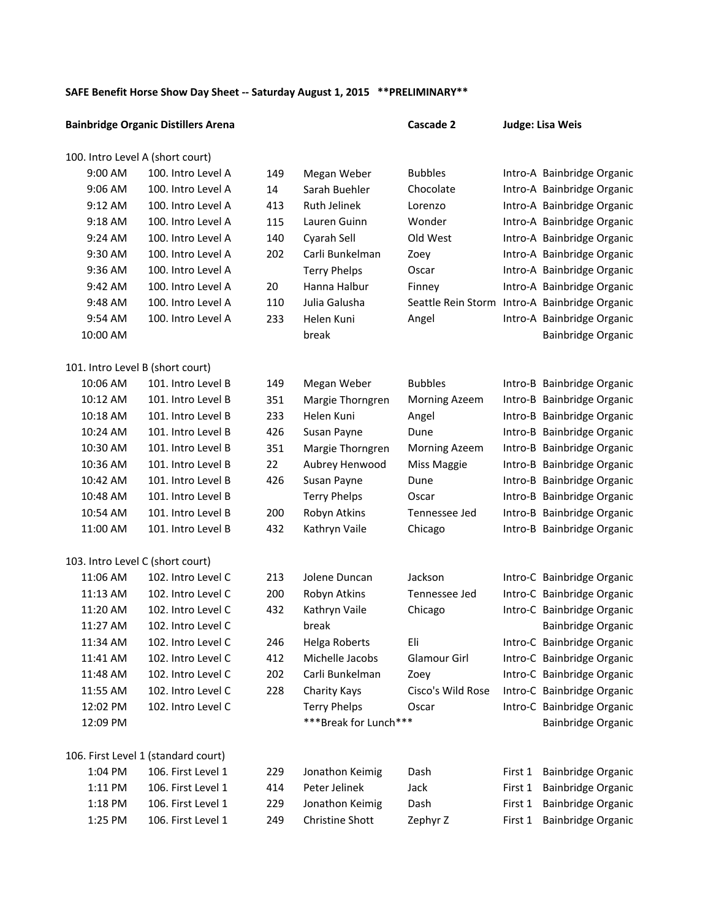**SAFE Benefit Horse Show Day Sheet -- Saturday August 1, 2015 \*\*PRELIMINARY\*\***

**Bainbridge Organic Distillers Arena** | **Cascade 2** | **Judge: Lisa Weis**

100. Intro Level A (short court)

| Time | Class | No. | Rider | Horse | Test | Arena |
|---|---|---|---|---|---|---|
| 9:00 AM | 100. Intro Level A | 149 | Megan Weber | Bubbles | Intro-A | Bainbridge Organic |
| 9:06 AM | 100. Intro Level A | 14 | Sarah Buehler | Chocolate | Intro-A | Bainbridge Organic |
| 9:12 AM | 100. Intro Level A | 413 | Ruth Jelinek | Lorenzo | Intro-A | Bainbridge Organic |
| 9:18 AM | 100. Intro Level A | 115 | Lauren Guinn | Wonder | Intro-A | Bainbridge Organic |
| 9:24 AM | 100. Intro Level A | 140 | Cyarah Sell | Old West | Intro-A | Bainbridge Organic |
| 9:30 AM | 100. Intro Level A | 202 | Carli Bunkelman | Zoey | Intro-A | Bainbridge Organic |
| 9:36 AM | 100. Intro Level A | | Terry Phelps | Oscar | Intro-A | Bainbridge Organic |
| 9:42 AM | 100. Intro Level A | 20 | Hanna Halbur | Finney | Intro-A | Bainbridge Organic |
| 9:48 AM | 100. Intro Level A | 110 | Julia Galusha | Seattle Rein Storm | Intro-A | Bainbridge Organic |
| 9:54 AM | 100. Intro Level A | 233 | Helen Kuni | Angel | Intro-A | Bainbridge Organic |
| 10:00 AM | | | break | | | Bainbridge Organic |

101. Intro Level B (short court)

| Time | Class | No. | Rider | Horse | Test | Arena |
|---|---|---|---|---|---|---|
| 10:06 AM | 101. Intro Level B | 149 | Megan Weber | Bubbles | Intro-B | Bainbridge Organic |
| 10:12 AM | 101. Intro Level B | 351 | Margie Thorngren | Morning Azeem | Intro-B | Bainbridge Organic |
| 10:18 AM | 101. Intro Level B | 233 | Helen Kuni | Angel | Intro-B | Bainbridge Organic |
| 10:24 AM | 101. Intro Level B | 426 | Susan Payne | Dune | Intro-B | Bainbridge Organic |
| 10:30 AM | 101. Intro Level B | 351 | Margie Thorngren | Morning Azeem | Intro-B | Bainbridge Organic |
| 10:36 AM | 101. Intro Level B | 22 | Aubrey Henwood | Miss Maggie | Intro-B | Bainbridge Organic |
| 10:42 AM | 101. Intro Level B | 426 | Susan Payne | Dune | Intro-B | Bainbridge Organic |
| 10:48 AM | 101. Intro Level B | | Terry Phelps | Oscar | Intro-B | Bainbridge Organic |
| 10:54 AM | 101. Intro Level B | 200 | Robyn Atkins | Tennessee Jed | Intro-B | Bainbridge Organic |
| 11:00 AM | 101. Intro Level B | 432 | Kathryn Vaile | Chicago | Intro-B | Bainbridge Organic |

103. Intro Level C (short court)

| Time | Class | No. | Rider | Horse | Test | Arena |
|---|---|---|---|---|---|---|
| 11:06 AM | 102. Intro Level C | 213 | Jolene Duncan | Jackson | Intro-C | Bainbridge Organic |
| 11:13 AM | 102. Intro Level C | 200 | Robyn Atkins | Tennessee Jed | Intro-C | Bainbridge Organic |
| 11:20 AM | 102. Intro Level C | 432 | Kathryn Vaile | Chicago | Intro-C | Bainbridge Organic |
| 11:27 AM | 102. Intro Level C | | break | | | Bainbridge Organic |
| 11:34 AM | 102. Intro Level C | 246 | Helga Roberts | Eli | Intro-C | Bainbridge Organic |
| 11:41 AM | 102. Intro Level C | 412 | Michelle Jacobs | Glamour Girl | Intro-C | Bainbridge Organic |
| 11:48 AM | 102. Intro Level C | 202 | Carli Bunkelman | Zoey | Intro-C | Bainbridge Organic |
| 11:55 AM | 102. Intro Level C | 228 | Charity Kays | Cisco's Wild Rose | Intro-C | Bainbridge Organic |
| 12:02 PM | 102. Intro Level C | | Terry Phelps | Oscar | Intro-C | Bainbridge Organic |
| 12:09 PM | | | \*\*\*Break for Lunch\*\*\* | | | Bainbridge Organic |

106. First Level 1 (standard court)

| Time | Class | No. | Rider | Horse | Test | Arena |
|---|---|---|---|---|---|---|
| 1:04 PM | 106. First Level 1 | 229 | Jonathon Keimig | Dash | First 1 | Bainbridge Organic |
| 1:11 PM | 106. First Level 1 | 414 | Peter Jelinek | Jack | First 1 | Bainbridge Organic |
| 1:18 PM | 106. First Level 1 | 229 | Jonathon Keimig | Dash | First 1 | Bainbridge Organic |
| 1:25 PM | 106. First Level 1 | 249 | Christine Shott | Zephyr Z | First 1 | Bainbridge Organic |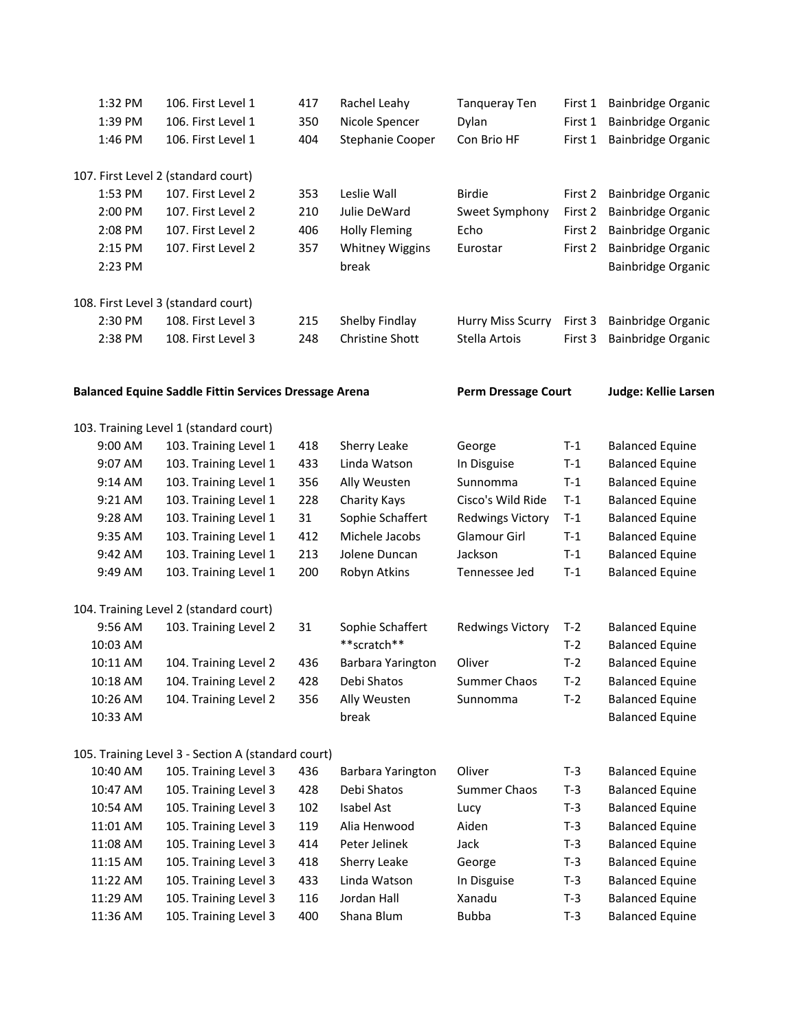| | | | | | | |
|---|---|---|---|---|---|---|
| 1:32 PM | 106. First Level 1 | 417 | Rachel Leahy | Tanqueray Ten | First 1 | Bainbridge Organic |
| 1:39 PM | 106. First Level 1 | 350 | Nicole Spencer | Dylan | First 1 | Bainbridge Organic |
| 1:46 PM | 106. First Level 1 | 404 | Stephanie Cooper | Con Brio HF | First 1 | Bainbridge Organic |

107. First Level 2 (standard court)

| | | | | | | |
|---|---|---|---|---|---|---|
| 1:53 PM | 107. First Level 2 | 353 | Leslie Wall | Birdie | First 2 | Bainbridge Organic |
| 2:00 PM | 107. First Level 2 | 210 | Julie DeWard | Sweet Symphony | First 2 | Bainbridge Organic |
| 2:08 PM | 107. First Level 2 | 406 | Holly Fleming | Echo | First 2 | Bainbridge Organic |
| 2:15 PM | 107. First Level 2 | 357 | Whitney Wiggins | Eurostar | First 2 | Bainbridge Organic |
| 2:23 PM | | | break | | | Bainbridge Organic |

108. First Level 3 (standard court)

| | | | | | | |
|---|---|---|---|---|---|---|
| 2:30 PM | 108. First Level 3 | 215 | Shelby Findlay | Hurry Miss Scurry | First 3 | Bainbridge Organic |
| 2:38 PM | 108. First Level 3 | 248 | Christine Shott | Stella Artois | First 3 | Bainbridge Organic |

**Balanced Equine Saddle Fittin Services Dressage Arena** **Perm Dressage Court** **Judge: Kellie Larsen**

103. Training Level 1 (standard court)

| | | | | | | |
|---|---|---|---|---|---|---|
| 9:00 AM | 103. Training Level 1 | 418 | Sherry Leake | George | T-1 | Balanced Equine |
| 9:07 AM | 103. Training Level 1 | 433 | Linda Watson | In Disguise | T-1 | Balanced Equine |
| 9:14 AM | 103. Training Level 1 | 356 | Ally Weusten | Sunnomma | T-1 | Balanced Equine |
| 9:21 AM | 103. Training Level 1 | 228 | Charity Kays | Cisco's Wild Ride | T-1 | Balanced Equine |
| 9:28 AM | 103. Training Level 1 | 31 | Sophie Schaffert | Redwings Victory | T-1 | Balanced Equine |
| 9:35 AM | 103. Training Level 1 | 412 | Michele Jacobs | Glamour Girl | T-1 | Balanced Equine |
| 9:42 AM | 103. Training Level 1 | 213 | Jolene Duncan | Jackson | T-1 | Balanced Equine |
| 9:49 AM | 103. Training Level 1 | 200 | Robyn Atkins | Tennessee Jed | T-1 | Balanced Equine |

104. Training Level 2 (standard court)

| | | | | | | |
|---|---|---|---|---|---|---|
| 9:56 AM | 103. Training Level 2 | 31 | Sophie Schaffert | Redwings Victory | T-2 | Balanced Equine |
| 10:03 AM | | | **scratch** | | T-2 | Balanced Equine |
| 10:11 AM | 104. Training Level 2 | 436 | Barbara Yarington | Oliver | T-2 | Balanced Equine |
| 10:18 AM | 104. Training Level 2 | 428 | Debi Shatos | Summer Chaos | T-2 | Balanced Equine |
| 10:26 AM | 104. Training Level 2 | 356 | Ally Weusten | Sunnomma | T-2 | Balanced Equine |
| 10:33 AM | | | break | | | Balanced Equine |

105. Training Level 3 - Section A (standard court)

| | | | | | | |
|---|---|---|---|---|---|---|
| 10:40 AM | 105. Training Level 3 | 436 | Barbara Yarington | Oliver | T-3 | Balanced Equine |
| 10:47 AM | 105. Training Level 3 | 428 | Debi Shatos | Summer Chaos | T-3 | Balanced Equine |
| 10:54 AM | 105. Training Level 3 | 102 | Isabel Ast | Lucy | T-3 | Balanced Equine |
| 11:01 AM | 105. Training Level 3 | 119 | Alia Henwood | Aiden | T-3 | Balanced Equine |
| 11:08 AM | 105. Training Level 3 | 414 | Peter Jelinek | Jack | T-3 | Balanced Equine |
| 11:15 AM | 105. Training Level 3 | 418 | Sherry Leake | George | T-3 | Balanced Equine |
| 11:22 AM | 105. Training Level 3 | 433 | Linda Watson | In Disguise | T-3 | Balanced Equine |
| 11:29 AM | 105. Training Level 3 | 116 | Jordan Hall | Xanadu | T-3 | Balanced Equine |
| 11:36 AM | 105. Training Level 3 | 400 | Shana Blum | Bubba | T-3 | Balanced Equine |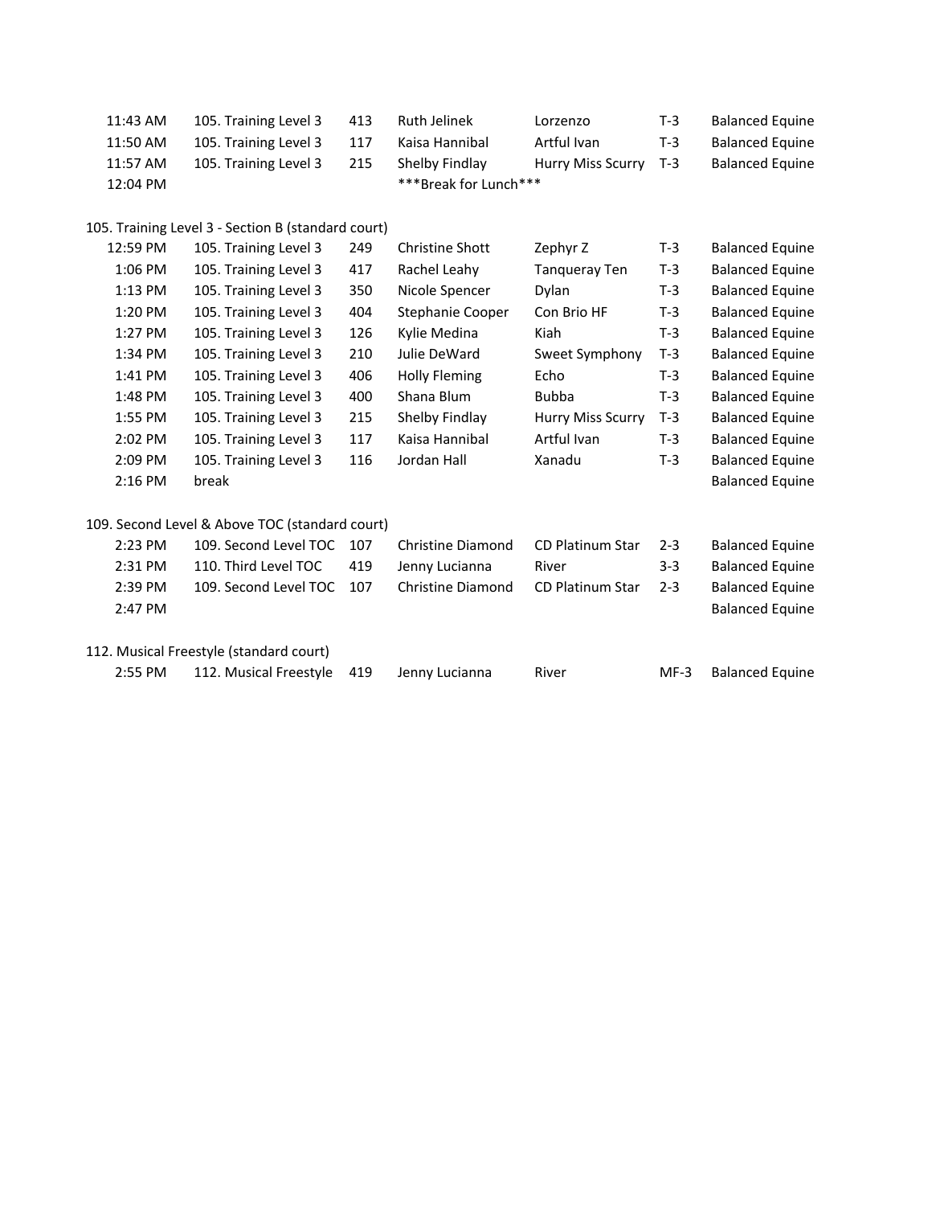| | | | | | | |
|---|---|---|---|---|---|---|
| 11:43 AM | 105. Training Level 3 | 413 | Ruth Jelinek | Lorzenzo | T-3 | Balanced Equine |
| 11:50 AM | 105. Training Level 3 | 117 | Kaisa Hannibal | Artful Ivan | T-3 | Balanced Equine |
| 11:57 AM | 105. Training Level 3 | 215 | Shelby Findlay | Hurry Miss Scurry | T-3 | Balanced Equine |
| 12:04 PM | | | ***Break for Lunch*** | | | |

105. Training Level 3 - Section B (standard court)

| | | | | | | |
|---|---|---|---|---|---|---|
| 12:59 PM | 105. Training Level 3 | 249 | Christine Shott | Zephyr Z | T-3 | Balanced Equine |
| 1:06 PM | 105. Training Level 3 | 417 | Rachel Leahy | Tanqueray Ten | T-3 | Balanced Equine |
| 1:13 PM | 105. Training Level 3 | 350 | Nicole Spencer | Dylan | T-3 | Balanced Equine |
| 1:20 PM | 105. Training Level 3 | 404 | Stephanie Cooper | Con Brio HF | T-3 | Balanced Equine |
| 1:27 PM | 105. Training Level 3 | 126 | Kylie Medina | Kiah | T-3 | Balanced Equine |
| 1:34 PM | 105. Training Level 3 | 210 | Julie DeWard | Sweet Symphony | T-3 | Balanced Equine |
| 1:41 PM | 105. Training Level 3 | 406 | Holly Fleming | Echo | T-3 | Balanced Equine |
| 1:48 PM | 105. Training Level 3 | 400 | Shana Blum | Bubba | T-3 | Balanced Equine |
| 1:55 PM | 105. Training Level 3 | 215 | Shelby Findlay | Hurry Miss Scurry | T-3 | Balanced Equine |
| 2:02 PM | 105. Training Level 3 | 117 | Kaisa Hannibal | Artful Ivan | T-3 | Balanced Equine |
| 2:09 PM | 105. Training Level 3 | 116 | Jordan Hall | Xanadu | T-3 | Balanced Equine |
| 2:16 PM | break | | | | | Balanced Equine |

109. Second Level & Above TOC (standard court)

| | | | | | | |
|---|---|---|---|---|---|---|
| 2:23 PM | 109. Second Level TOC | 107 | Christine Diamond | CD Platinum Star | 2-3 | Balanced Equine |
| 2:31 PM | 110. Third Level TOC | 419 | Jenny Lucianna | River | 3-3 | Balanced Equine |
| 2:39 PM | 109. Second Level TOC | 107 | Christine Diamond | CD Platinum Star | 2-3 | Balanced Equine |
| 2:47 PM | | | | | | Balanced Equine |

112. Musical Freestyle (standard court)

| | | | | | | |
|---|---|---|---|---|---|---|
| 2:55 PM | 112. Musical Freestyle | 419 | Jenny Lucianna | River | MF-3 | Balanced Equine |